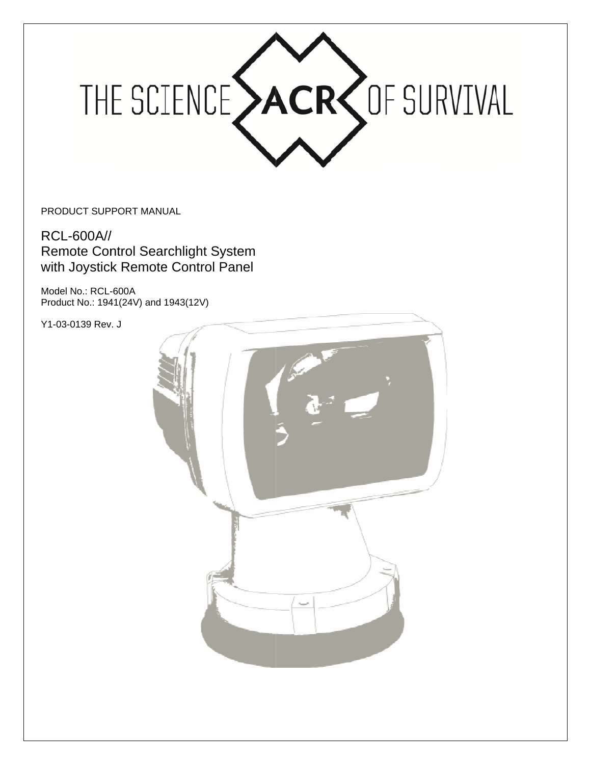THE SCIENCE ACR OF SURVIVAL

PRODUCT SUPPORT MANUAL

# RCL-600A//
# Remote Control Searchlight System with Joystick Remote Control Panel

Model No.: RCL-600A
Product No.: 1941(24V) and 1943(12V)

Y1-03-0139 Rev. J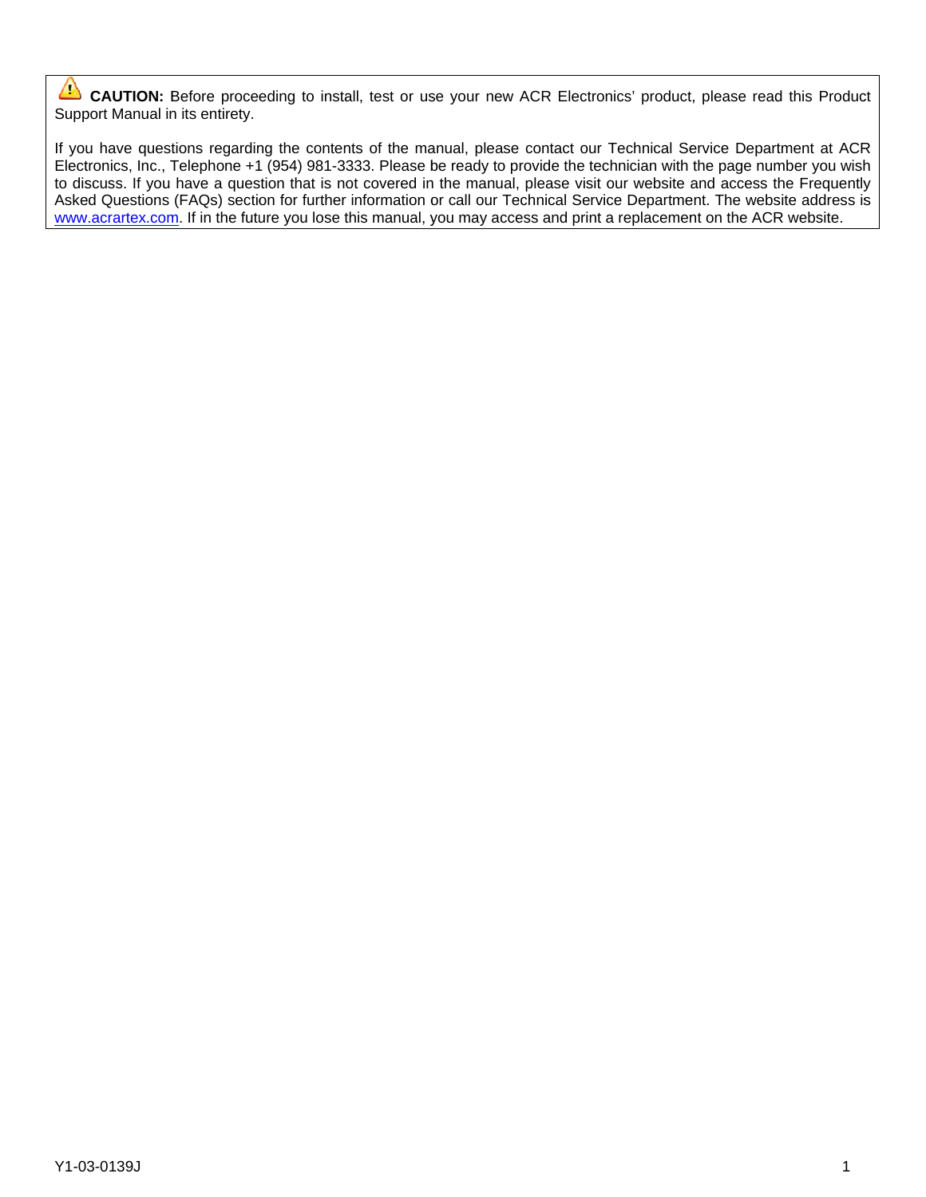⚠ **CAUTION:** Before proceeding to install, test or use your new ACR Electronics' product, please read this Product Support Manual in its entirety.

If you have questions regarding the contents of the manual, please contact our Technical Service Department at ACR Electronics, Inc., Telephone +1 (954) 981-3333. Please be ready to provide the technician with the page number you wish to discuss. If you have a question that is not covered in the manual, please visit our website and access the Frequently Asked Questions (FAQs) section for further information or call our Technical Service Department. The website address is www.acrartex.com. If in the future you lose this manual, you may access and print a replacement on the ACR website.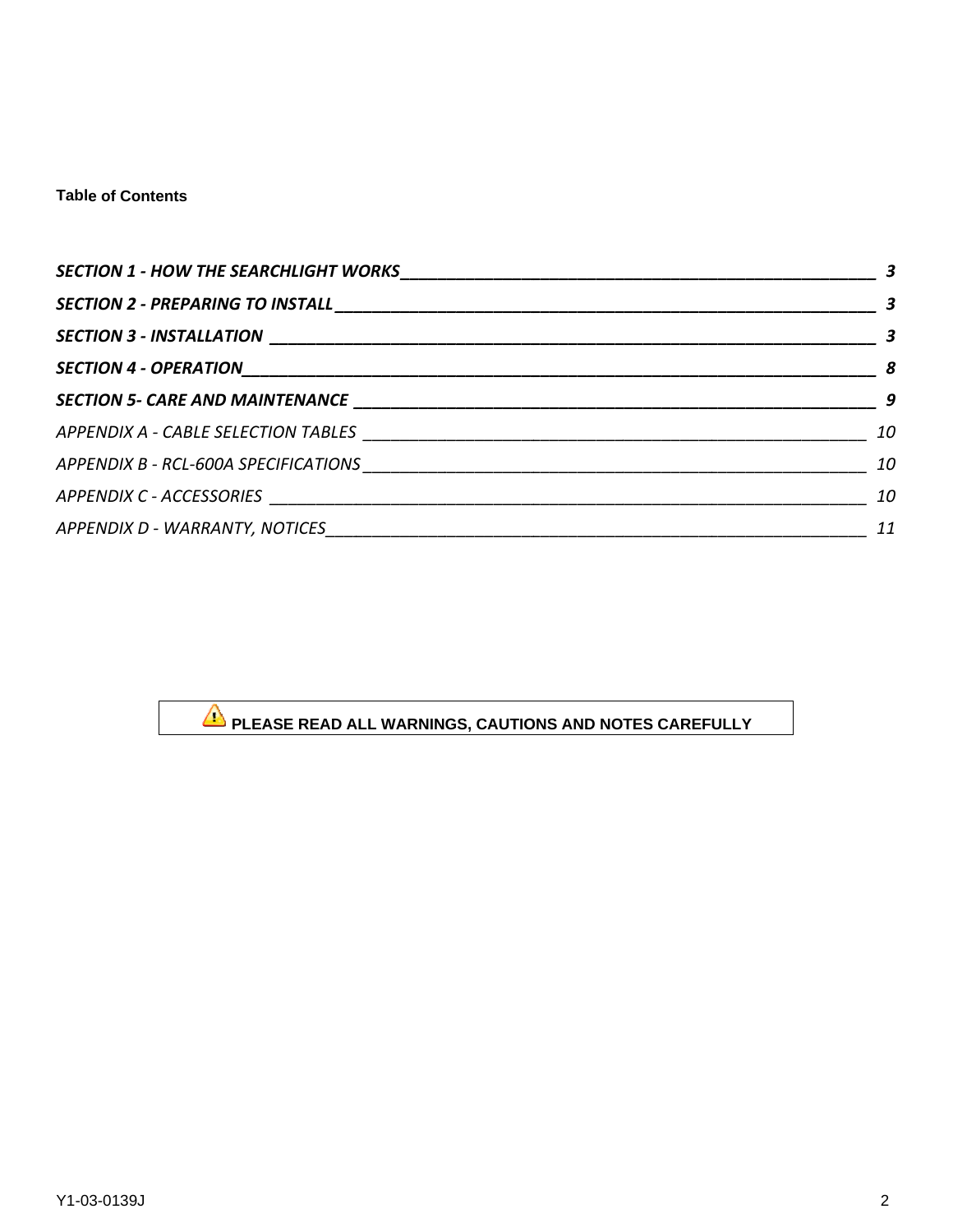**Table of Contents**

| | |
|---|---|
| ***SECTION 1 - HOW THE SEARCHLIGHT WORKS*** | ***3*** |
| ***SECTION 2 - PREPARING TO INSTALL*** | ***3*** |
| ***SECTION 3 - INSTALLATION*** | ***3*** |
| ***SECTION 4 - OPERATION*** | ***8*** |
| ***SECTION 5- CARE AND MAINTENANCE*** | ***9*** |
| *APPENDIX A - CABLE SELECTION TABLES* | *10* |
| *APPENDIX B - RCL-600A SPECIFICATIONS* | *10* |
| *APPENDIX C - ACCESSORIES* | *10* |
| *APPENDIX D - WARRANTY, NOTICES* | *11* |

**PLEASE READ ALL WARNINGS, CAUTIONS AND NOTES CAREFULLY**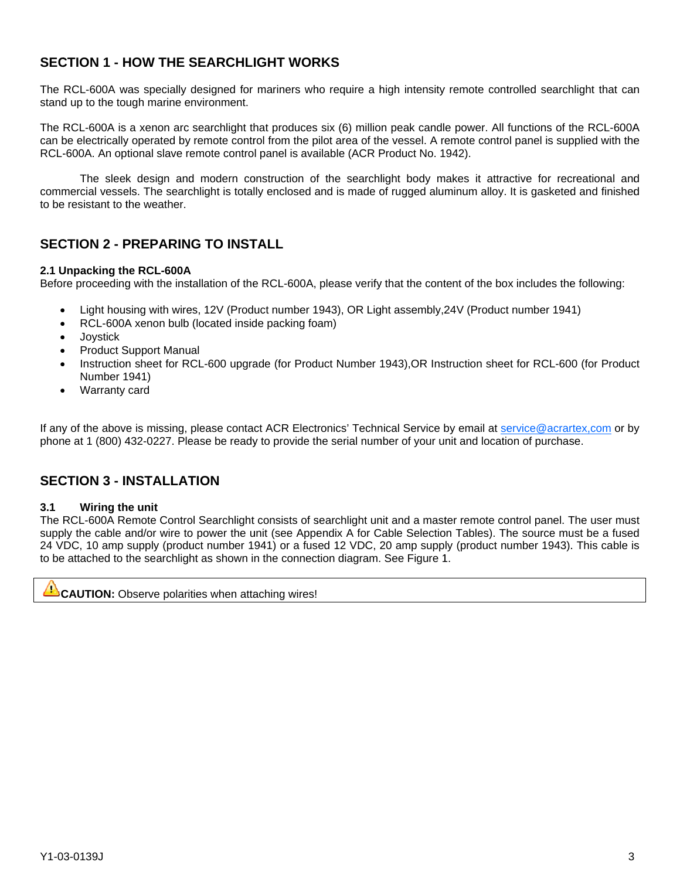## SECTION 1 - HOW THE SEARCHLIGHT WORKS

The RCL-600A was specially designed for mariners who require a high intensity remote controlled searchlight that can stand up to the tough marine environment.

The RCL-600A is a xenon arc searchlight that produces six (6) million peak candle power. All functions of the RCL-600A can be electrically operated by remote control from the pilot area of the vessel. A remote control panel is supplied with the RCL-600A. An optional slave remote control panel is available (ACR Product No. 1942).

The sleek design and modern construction of the searchlight body makes it attractive for recreational and commercial vessels. The searchlight is totally enclosed and is made of rugged aluminum alloy. It is gasketed and finished to be resistant to the weather.

## SECTION 2 - PREPARING TO INSTALL

### 2.1 Unpacking the RCL-600A

Before proceeding with the installation of the RCL-600A, please verify that the content of the box includes the following:

- Light housing with wires, 12V (Product number 1943), OR Light assembly,24V (Product number 1941)
- RCL-600A xenon bulb (located inside packing foam)
- Joystick
- Product Support Manual
- Instruction sheet for RCL-600 upgrade (for Product Number 1943),OR Instruction sheet for RCL-600 (for Product Number 1941)
- Warranty card

If any of the above is missing, please contact ACR Electronics' Technical Service by email at service@acrartex,com or by phone at 1 (800) 432-0227. Please be ready to provide the serial number of your unit and location of purchase.

## SECTION 3 - INSTALLATION

### 3.1 Wiring the unit

The RCL-600A Remote Control Searchlight consists of searchlight unit and a master remote control panel. The user must supply the cable and/or wire to power the unit (see Appendix A for Cable Selection Tables). The source must be a fused 24 VDC, 10 amp supply (product number 1941) or a fused 12 VDC, 20 amp supply (product number 1943). This cable is to be attached to the searchlight as shown in the connection diagram. See Figure 1.

**CAUTION:** Observe polarities when attaching wires!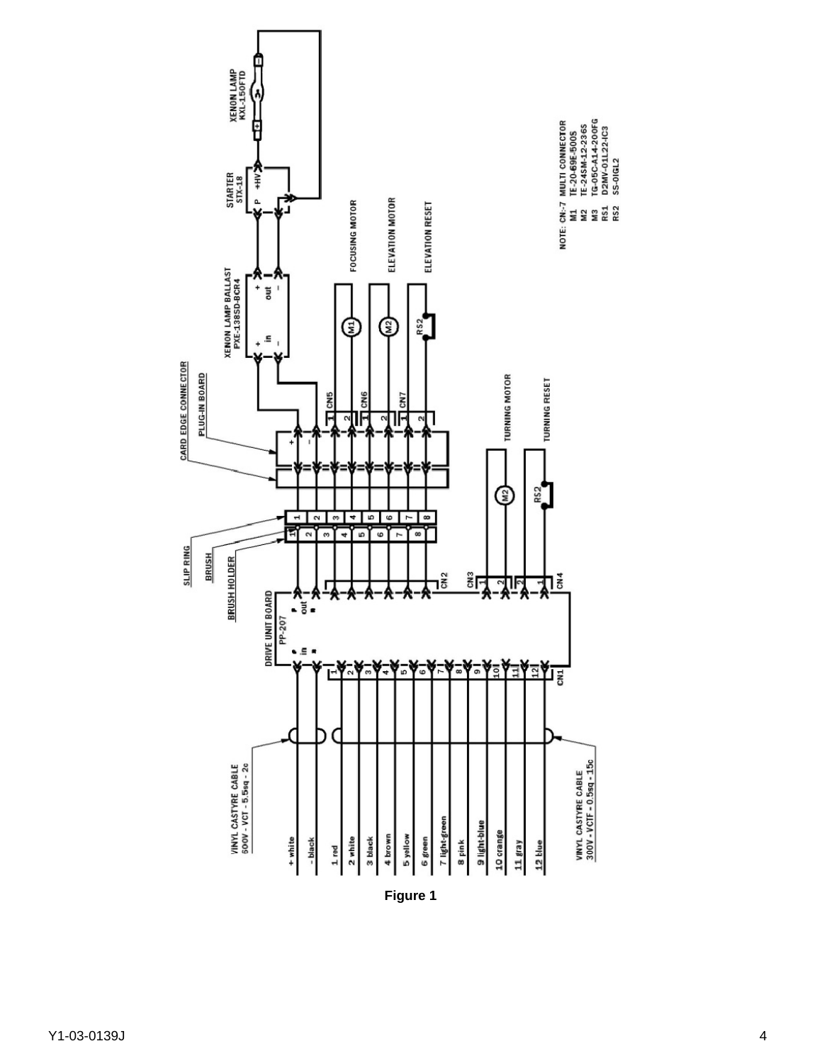NOTE: CN:-7 MULTI CONNECTOR
M1 TE-20-69E-500S
M2 TE-24SM-12-236S
M3 TG-05C-A14-200FG
RS1 D2MV-01L22-IC3
RS2 SS-01GL2

**Figure 1**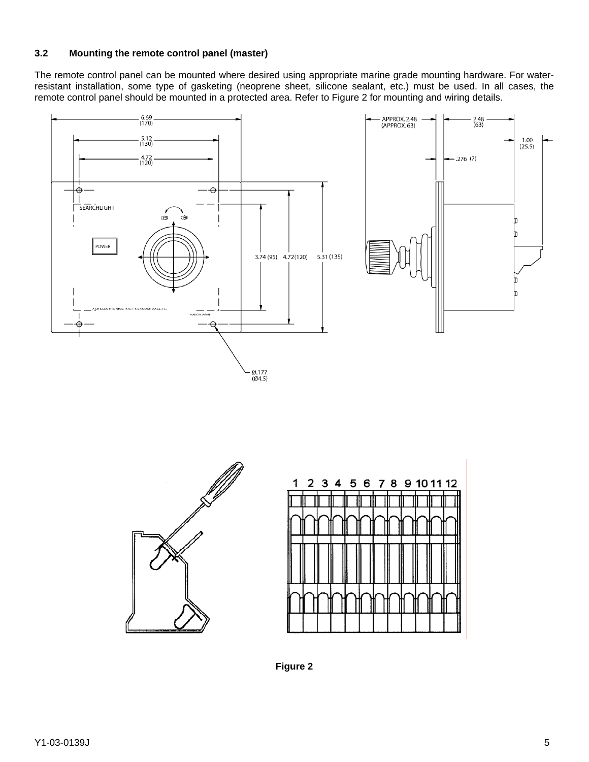### 3.2 Mounting the remote control panel (master)

The remote control panel can be mounted where desired using appropriate marine grade mounting hardware. For water-resistant installation, some type of gasketing (neoprene sheet, silicone sealant, etc.) must be used. In all cases, the remote control panel should be mounted in a protected area. Refer to Figure 2 for mounting and wiring details.

**Figure 2**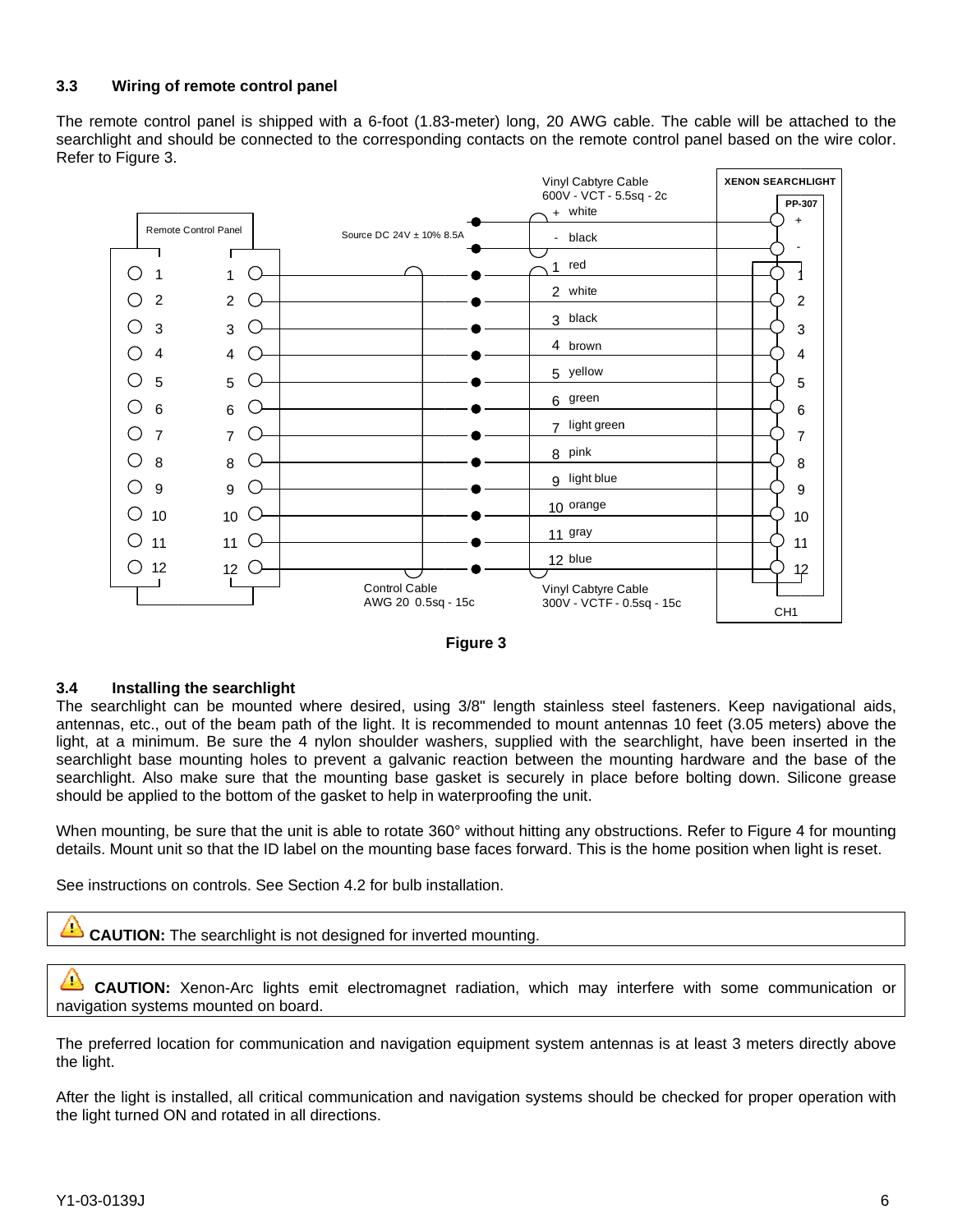### 3.3 Wiring of remote control panel

The remote control panel is shipped with a 6-foot (1.83-meter) long, 20 AWG cable. The cable will be attached to the searchlight and should be connected to the corresponding contacts on the remote control panel based on the wire color. Refer to Figure 3.

Figure 3

### 3.4 Installing the searchlight

The searchlight can be mounted where desired, using 3/8" length stainless steel fasteners. Keep navigational aids, antennas, etc., out of the beam path of the light. It is recommended to mount antennas 10 feet (3.05 meters) above the light, at a minimum. Be sure the 4 nylon shoulder washers, supplied with the searchlight, have been inserted in the searchlight base mounting holes to prevent a galvanic reaction between the mounting hardware and the base of the searchlight. Also make sure that the mounting base gasket is securely in place before bolting down. Silicone grease should be applied to the bottom of the gasket to help in waterproofing the unit.

When mounting, be sure that the unit is able to rotate 360° without hitting any obstructions. Refer to Figure 4 for mounting details. Mount unit so that the ID label on the mounting base faces forward. This is the home position when light is reset.

See instructions on controls. See Section 4.2 for bulb installation.

**CAUTION:** The searchlight is not designed for inverted mounting.

**CAUTION:** Xenon-Arc lights emit electromagnet radiation, which may interfere with some communication or navigation systems mounted on board.

The preferred location for communication and navigation equipment system antennas is at least 3 meters directly above the light.

After the light is installed, all critical communication and navigation systems should be checked for proper operation with the light turned ON and rotated in all directions.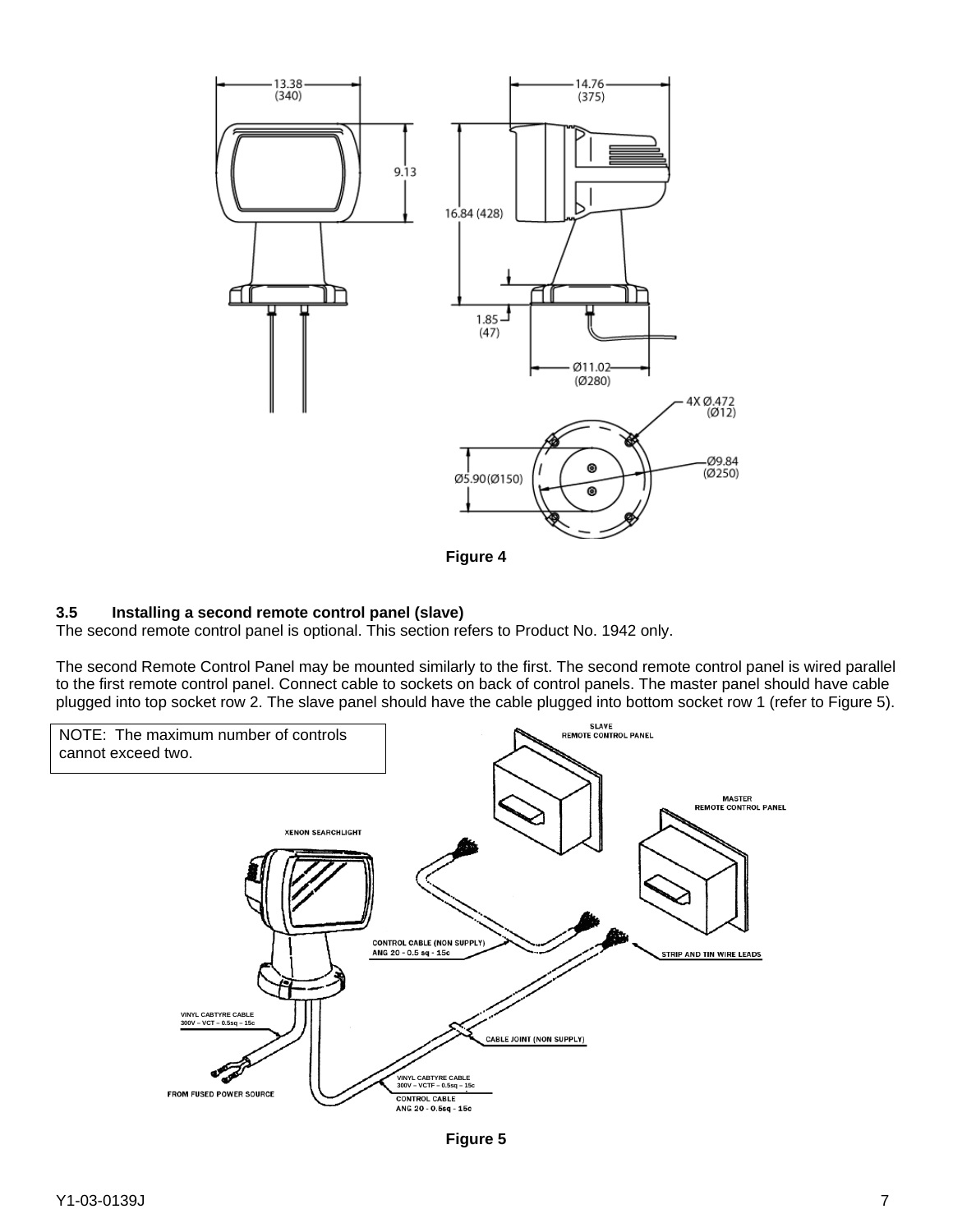Figure 4

### 3.5 Installing a second remote control panel (slave)

The second remote control panel is optional. This section refers to Product No. 1942 only.

The second Remote Control Panel may be mounted similarly to the first. The second remote control panel is wired parallel to the first remote control panel. Connect cable to sockets on back of control panels. The master panel should have cable plugged into top socket row 2. The slave panel should have the cable plugged into bottom socket row 1 (refer to Figure 5).

> NOTE: The maximum number of controls cannot exceed two.

Figure 5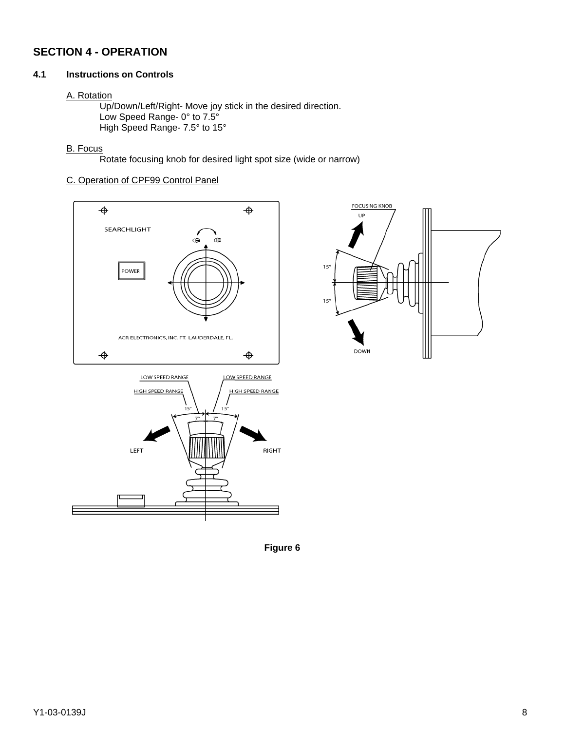## SECTION 4 - OPERATION

### 4.1 Instructions on Controls

A. Rotation

Up/Down/Left/Right- Move joy stick in the desired direction.
Low Speed Range- 0° to 7.5°
High Speed Range- 7.5° to 15°

B. Focus

Rotate focusing knob for desired light spot size (wide or narrow)

C. Operation of CPF99 Control Panel

**Figure 6**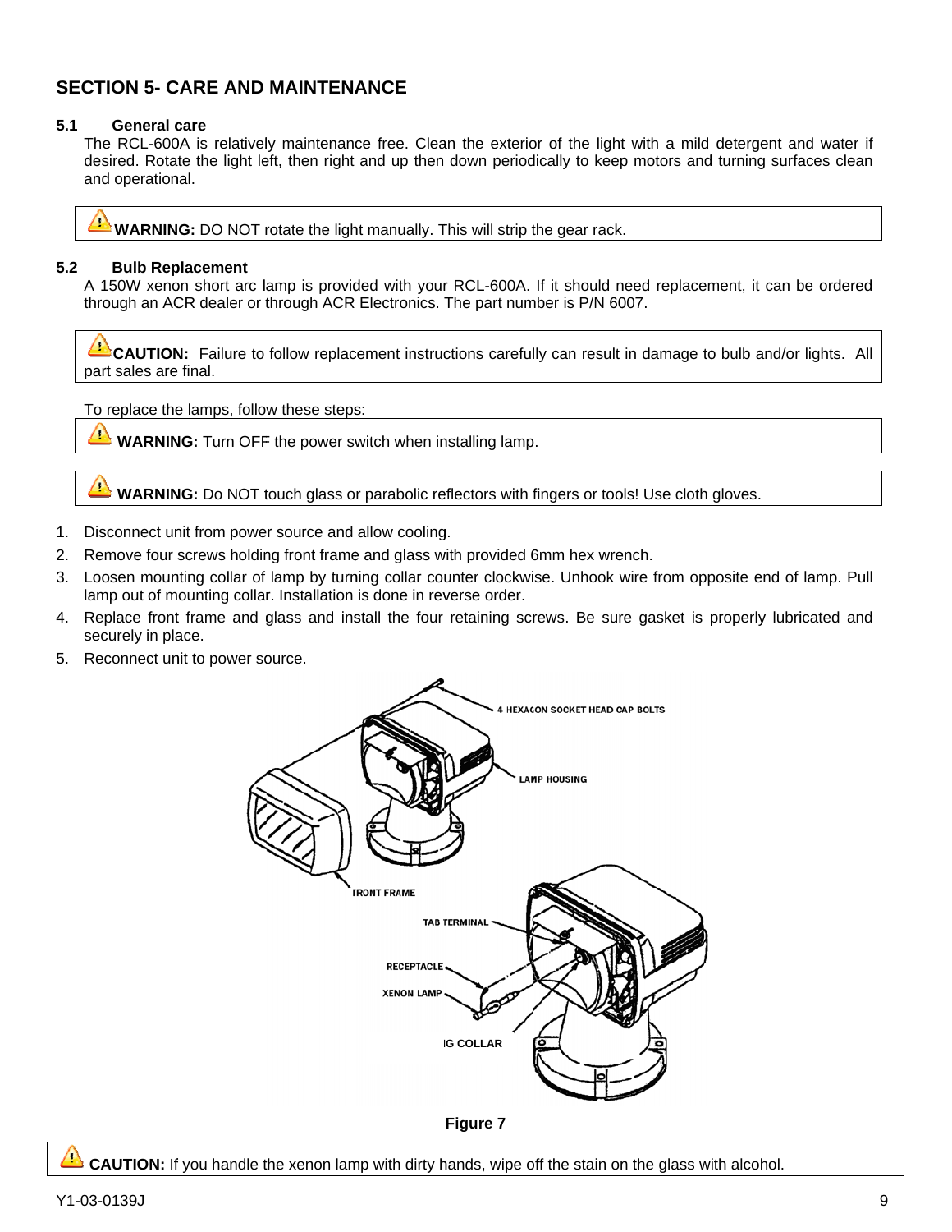## SECTION 5- CARE AND MAINTENANCE

### 5.1 General care

The RCL-600A is relatively maintenance free. Clean the exterior of the light with a mild detergent and water if desired. Rotate the light left, then right and up then down periodically to keep motors and turning surfaces clean and operational.

> **WARNING:** DO NOT rotate the light manually. This will strip the gear rack.

### 5.2 Bulb Replacement

A 150W xenon short arc lamp is provided with your RCL-600A. If it should need replacement, it can be ordered through an ACR dealer or through ACR Electronics. The part number is P/N 6007.

> **CAUTION:** Failure to follow replacement instructions carefully can result in damage to bulb and/or lights. All part sales are final.

To replace the lamps, follow these steps:

> **WARNING:** Turn OFF the power switch when installing lamp.

> **WARNING:** Do NOT touch glass or parabolic reflectors with fingers or tools! Use cloth gloves.

1. Disconnect unit from power source and allow cooling.
2. Remove four screws holding front frame and glass with provided 6mm hex wrench.
3. Loosen mounting collar of lamp by turning collar counter clockwise. Unhook wire from opposite end of lamp. Pull lamp out of mounting collar. Installation is done in reverse order.
4. Replace front frame and glass and install the four retaining screws. Be sure gasket is properly lubricated and securely in place.
5. Reconnect unit to power source.

4 HEXACON SOCKET HEAD CAP BOLTS

LAMP HOUSING

FRONT FRAME

TAB TERMINAL

RECEPTACLE

XENON LAMP

IG COLLAR

**Figure 7**

> **CAUTION:** If you handle the xenon lamp with dirty hands, wipe off the stain on the glass with alcohol.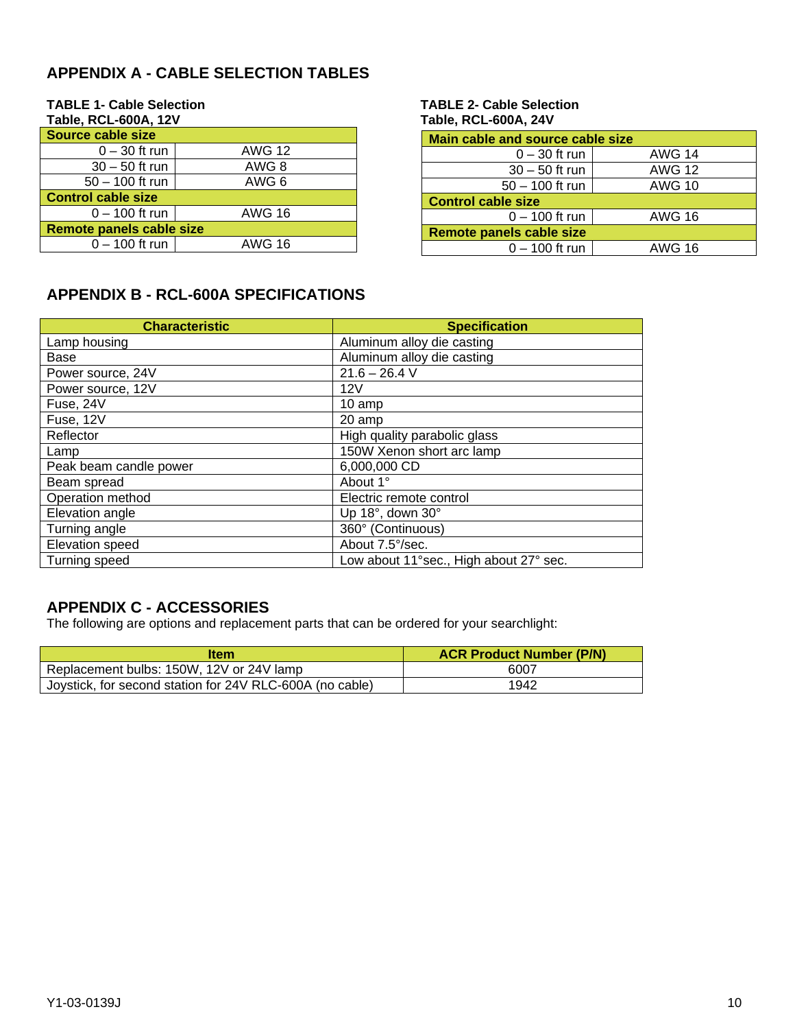## APPENDIX A - CABLE SELECTION TABLES

**TABLE 1- Cable Selection Table, RCL-600A, 12V**

| Source cable size | |
|---|---|
| 0 – 30 ft run | AWG 12 |
| 30 – 50 ft run | AWG 8 |
| 50 – 100 ft run | AWG 6 |
| **Control cable size** | |
| 0 – 100 ft run | AWG 16 |
| **Remote panels cable size** | |
| 0 – 100 ft run | AWG 16 |

**TABLE 2- Cable Selection Table, RCL-600A, 24V**

| Main cable and source cable size | |
|---|---|
| 0 – 30 ft run | AWG 14 |
| 30 – 50 ft run | AWG 12 |
| 50 – 100 ft run | AWG 10 |
| **Control cable size** | |
| 0 – 100 ft run | AWG 16 |
| **Remote panels cable size** | |
| 0 – 100 ft run | AWG 16 |

## APPENDIX B - RCL-600A SPECIFICATIONS

| Characteristic | Specification |
|---|---|
| Lamp housing | Aluminum alloy die casting |
| Base | Aluminum alloy die casting |
| Power source, 24V | 21.6 – 26.4 V |
| Power source, 12V | 12V |
| Fuse, 24V | 10 amp |
| Fuse, 12V | 20 amp |
| Reflector | High quality parabolic glass |
| Lamp | 150W Xenon short arc lamp |
| Peak beam candle power | 6,000,000 CD |
| Beam spread | About 1° |
| Operation method | Electric remote control |
| Elevation angle | Up 18°, down 30° |
| Turning angle | 360° (Continuous) |
| Elevation speed | About 7.5°/sec. |
| Turning speed | Low about 11°sec., High about 27° sec. |

## APPENDIX C - ACCESSORIES

The following are options and replacement parts that can be ordered for your searchlight:

| Item | ACR Product Number (P/N) |
|---|---|
| Replacement bulbs: 150W, 12V or 24V lamp | 6007 |
| Joystick, for second station for 24V RLC-600A (no cable) | 1942 |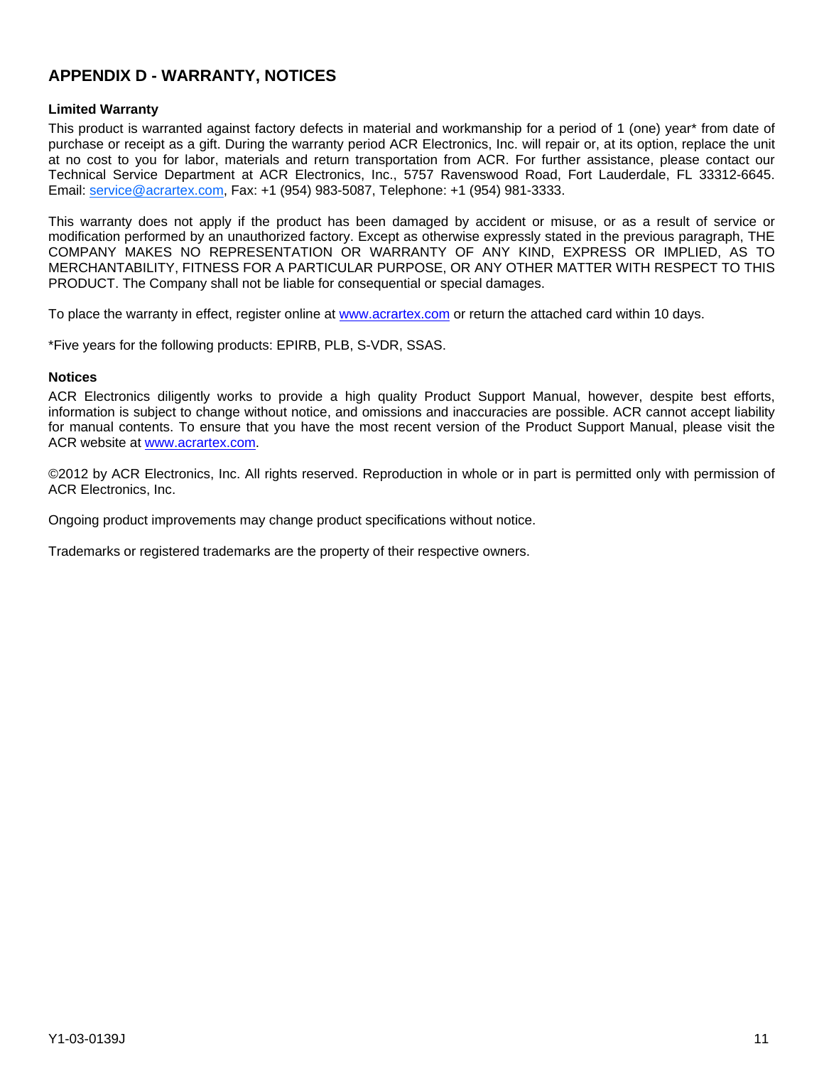## APPENDIX D - WARRANTY, NOTICES

### Limited Warranty

This product is warranted against factory defects in material and workmanship for a period of 1 (one) year* from date of purchase or receipt as a gift. During the warranty period ACR Electronics, Inc. will repair or, at its option, replace the unit at no cost to you for labor, materials and return transportation from ACR. For further assistance, please contact our Technical Service Department at ACR Electronics, Inc., 5757 Ravenswood Road, Fort Lauderdale, FL 33312-6645. Email: service@acrartex.com, Fax: +1 (954) 983-5087, Telephone: +1 (954) 981-3333.

This warranty does not apply if the product has been damaged by accident or misuse, or as a result of service or modification performed by an unauthorized factory. Except as otherwise expressly stated in the previous paragraph, THE COMPANY MAKES NO REPRESENTATION OR WARRANTY OF ANY KIND, EXPRESS OR IMPLIED, AS TO MERCHANTABILITY, FITNESS FOR A PARTICULAR PURPOSE, OR ANY OTHER MATTER WITH RESPECT TO THIS PRODUCT. The Company shall not be liable for consequential or special damages.

To place the warranty in effect, register online at www.acrartex.com or return the attached card within 10 days.

*Five years for the following products: EPIRB, PLB, S-VDR, SSAS.

### Notices

ACR Electronics diligently works to provide a high quality Product Support Manual, however, despite best efforts, information is subject to change without notice, and omissions and inaccuracies are possible. ACR cannot accept liability for manual contents. To ensure that you have the most recent version of the Product Support Manual, please visit the ACR website at www.acrartex.com.

©2012 by ACR Electronics, Inc. All rights reserved. Reproduction in whole or in part is permitted only with permission of ACR Electronics, Inc.

Ongoing product improvements may change product specifications without notice.

Trademarks or registered trademarks are the property of their respective owners.

Y1-03-0139J